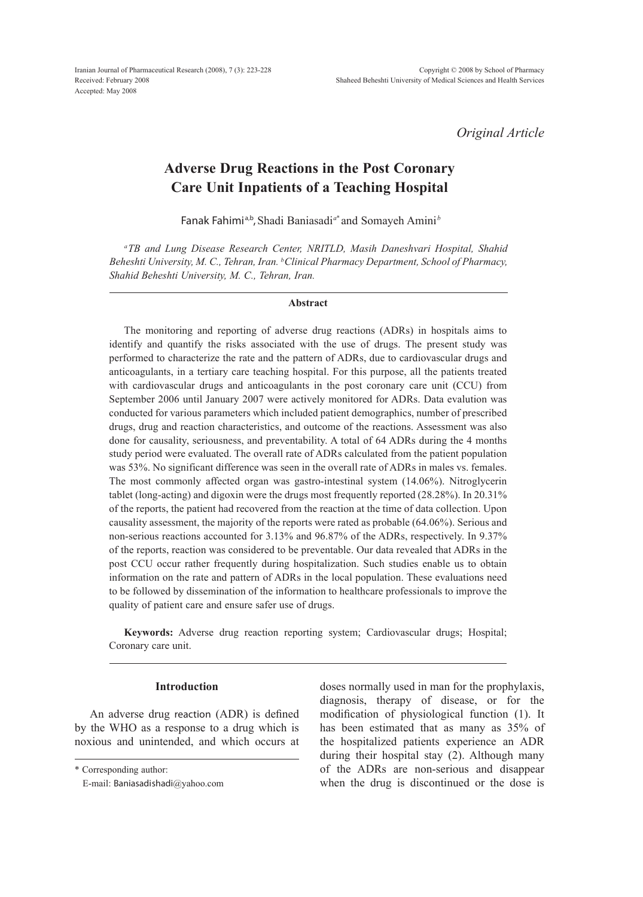*Original Article*

# Adverse Drug Reactions in the Post Coronary Care Unit Inpatients of a Teaching Hospital

Fanak Fahimi[a,b], Shadi Baniasadi[a*] and Somayeh Amini[b]

[a] *TB and Lung Disease Research Center, NRITLD, Masih Daneshvari Hospital, Shahid Beheshti University, M. C., Tehran, Iran.* [b] *Clinical Pharmacy Department, School of Pharmacy, Shahid Beheshti University, M. C., Tehran, Iran.*

## Abstract

The monitoring and reporting of adverse drug reactions (ADRs) in hospitals aims to identify and quantify the risks associated with the use of drugs. The present study was performed to characterize the rate and the pattern of ADRs, due to cardiovascular drugs and anticoagulants, in a tertiary care teaching hospital. For this purpose, all the patients treated with cardiovascular drugs and anticoagulants in the post coronary care unit (CCU) from September 2006 until January 2007 were actively monitored for ADRs. Data evalution was conducted for various parameters which included patient demographics, number of prescribed drugs, drug and reaction characteristics, and outcome of the reactions. Assessment was also done for causality, seriousness, and preventability. A total of 64 ADRs during the 4 months study period were evaluated. The overall rate of ADRs calculated from the patient population was 53%. No significant difference was seen in the overall rate of ADRs in males vs. females. The most commonly affected organ was gastro-intestinal system (14.06%). Nitroglycerin tablet (long-acting) and digoxin were the drugs most frequently reported (28.28%). In 20.31% of the reports, the patient had recovered from the reaction at the time of data collection. Upon causality assessment, the majority of the reports were rated as probable (64.06%). Serious and non-serious reactions accounted for 3.13% and 96.87% of the ADRs, respectively. In 9.37% of the reports, reaction was considered to be preventable. Our data revealed that ADRs in the post CCU occur rather frequently during hospitalization. Such studies enable us to obtain information on the rate and pattern of ADRs in the local population. These evaluations need to be followed by dissemination of the information to healthcare professionals to improve the quality of patient care and ensure safer use of drugs.

**Keywords:** Adverse drug reaction reporting system; Cardiovascular drugs; Hospital; Coronary care unit.

## Introduction

An adverse drug reaction (ADR) is defined by the WHO as a response to a drug which is noxious and unintended, and which occurs at doses normally used in man for the prophylaxis, diagnosis, therapy of disease, or for the modification of physiological function (1). It has been estimated that as many as 35% of the hospitalized patients experience an ADR during their hospital stay (2). Although many of the ADRs are non-serious and disappear when the drug is discontinued or the dose is

\* Corresponding author:
E-mail: Baniasadishadi@yahoo.com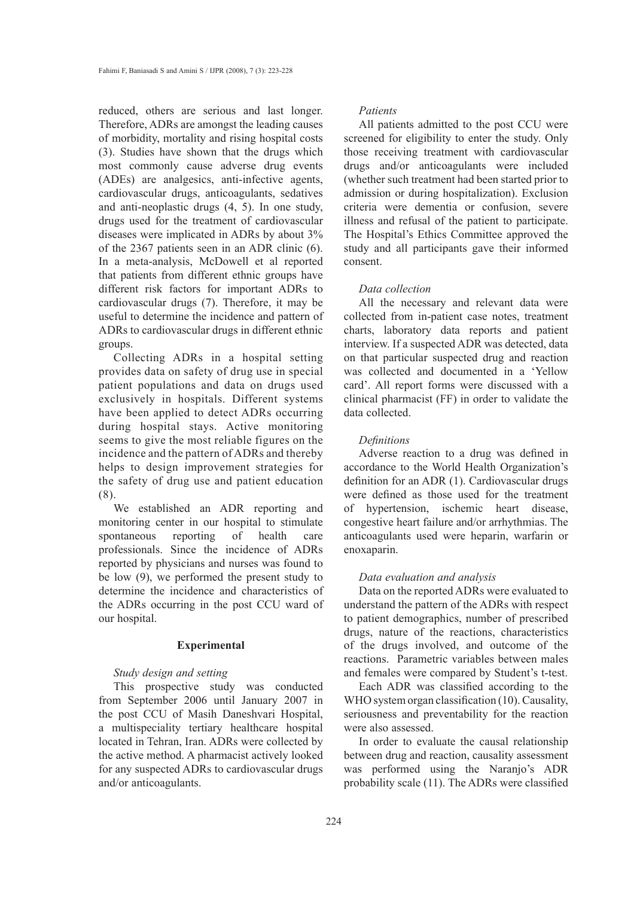reduced, others are serious and last longer. Therefore, ADRs are amongst the leading causes of morbidity, mortality and rising hospital costs (3). Studies have shown that the drugs which most commonly cause adverse drug events (ADEs) are analgesics, anti-infective agents, cardiovascular drugs, anticoagulants, sedatives and anti-neoplastic drugs (4, 5). In one study, drugs used for the treatment of cardiovascular diseases were implicated in ADRs by about 3% of the 2367 patients seen in an ADR clinic (6). In a meta-analysis, McDowell et al reported that patients from different ethnic groups have different risk factors for important ADRs to cardiovascular drugs (7). Therefore, it may be useful to determine the incidence and pattern of ADRs to cardiovascular drugs in different ethnic groups.

Collecting ADRs in a hospital setting provides data on safety of drug use in special patient populations and data on drugs used exclusively in hospitals. Different systems have been applied to detect ADRs occurring during hospital stays. Active monitoring seems to give the most reliable figures on the incidence and the pattern of ADRs and thereby helps to design improvement strategies for the safety of drug use and patient education (8).

We established an ADR reporting and monitoring center in our hospital to stimulate spontaneous reporting of health care professionals. Since the incidence of ADRs reported by physicians and nurses was found to be low (9), we performed the present study to determine the incidence and characteristics of the ADRs occurring in the post CCU ward of our hospital.

## Experimental

### *Study design and setting*

This prospective study was conducted from September 2006 until January 2007 in the post CCU of Masih Daneshvari Hospital, a multispeciality tertiary healthcare hospital located in Tehran, Iran. ADRs were collected by the active method. A pharmacist actively looked for any suspected ADRs to cardiovascular drugs and/or anticoagulants.

### *Patients*

All patients admitted to the post CCU were screened for eligibility to enter the study. Only those receiving treatment with cardiovascular drugs and/or anticoagulants were included (whether such treatment had been started prior to admission or during hospitalization). Exclusion criteria were dementia or confusion, severe illness and refusal of the patient to participate. The Hospital's Ethics Committee approved the study and all participants gave their informed consent.

### *Data collection*

All the necessary and relevant data were collected from in-patient case notes, treatment charts, laboratory data reports and patient interview. If a suspected ADR was detected, data on that particular suspected drug and reaction was collected and documented in a 'Yellow card'. All report forms were discussed with a clinical pharmacist (FF) in order to validate the data collected.

### *Definitions*

Adverse reaction to a drug was defined in accordance to the World Health Organization's definition for an ADR (1). Cardiovascular drugs were defined as those used for the treatment of hypertension, ischemic heart disease, congestive heart failure and/or arrhythmias. The anticoagulants used were heparin, warfarin or enoxaparin.

### *Data evaluation and analysis*

Data on the reported ADRs were evaluated to understand the pattern of the ADRs with respect to patient demographics, number of prescribed drugs, nature of the reactions, characteristics of the drugs involved, and outcome of the reactions. Parametric variables between males and females were compared by Student's t-test.

Each ADR was classified according to the WHO system organ classification (10). Causality, seriousness and preventability for the reaction were also assessed.

In order to evaluate the causal relationship between drug and reaction, causality assessment was performed using the Naranjo's ADR probability scale (11). The ADRs were classified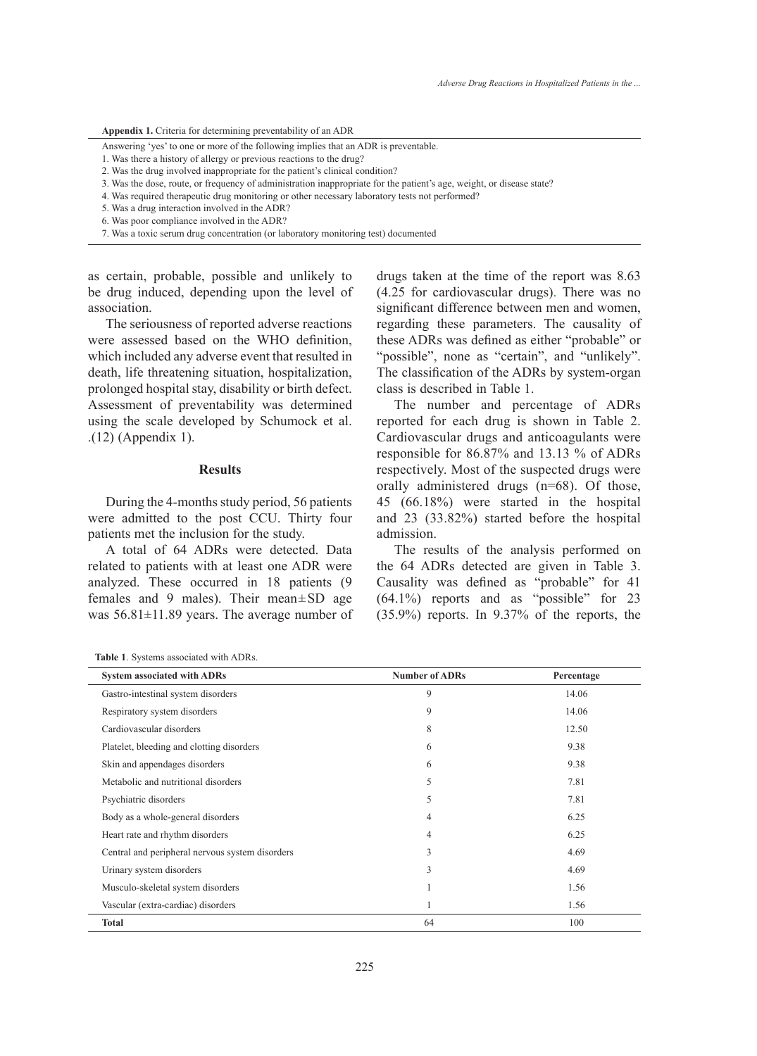**Appendix 1.** Criteria for determining preventability of an ADR

| Answering 'yes' to one or more of the following implies that an ADR is preventable. |
|---|
| 1. Was there a history of allergy or previous reactions to the drug? |
| 2. Was the drug involved inappropriate for the patient's clinical condition? |
| 3. Was the dose, route, or frequency of administration inappropriate for the patient's age, weight, or disease state? |
| 4. Was required therapeutic drug monitoring or other necessary laboratory tests not performed? |
| 5. Was a drug interaction involved in the ADR? |
| 6. Was poor compliance involved in the ADR? |
| 7. Was a toxic serum drug concentration (or laboratory monitoring test) documented |

as certain, probable, possible and unlikely to be drug induced, depending upon the level of association.

The seriousness of reported adverse reactions were assessed based on the WHO definition, which included any adverse event that resulted in death, life threatening situation, hospitalization, prolonged hospital stay, disability or birth defect. Assessment of preventability was determined using the scale developed by Schumock et al. .(12) (Appendix 1).

## Results

During the 4-months study period, 56 patients were admitted to the post CCU. Thirty four patients met the inclusion for the study.

A total of 64 ADRs were detected. Data related to patients with at least one ADR were analyzed. These occurred in 18 patients (9 females and 9 males). Their mean±SD age was 56.81±11.89 years. The average number of drugs taken at the time of the report was 8.63 (4.25 for cardiovascular drugs). There was no significant difference between men and women, regarding these parameters. The causality of these ADRs was defined as either "probable" or "possible", none as "certain", and "unlikely". The classification of the ADRs by system-organ class is described in Table 1.

The number and percentage of ADRs reported for each drug is shown in Table 2. Cardiovascular drugs and anticoagulants were responsible for 86.87% and 13.13 % of ADRs respectively. Most of the suspected drugs were orally administered drugs (n=68). Of those, 45 (66.18%) were started in the hospital and 23 (33.82%) started before the hospital admission.

The results of the analysis performed on the 64 ADRs detected are given in Table 3. Causality was defined as "probable" for 41 (64.1%) reports and as "possible" for 23 (35.9%) reports. In 9.37% of the reports, the

**Table 1**. Systems associated with ADRs.

| System associated with ADRs | Number of ADRs | Percentage |
|---|---|---|
| Gastro-intestinal system disorders | 9 | 14.06 |
| Respiratory system disorders | 9 | 14.06 |
| Cardiovascular disorders | 8 | 12.50 |
| Platelet, bleeding and clotting disorders | 6 | 9.38 |
| Skin and appendages disorders | 6 | 9.38 |
| Metabolic and nutritional disorders | 5 | 7.81 |
| Psychiatric disorders | 5 | 7.81 |
| Body as a whole-general disorders | 4 | 6.25 |
| Heart rate and rhythm disorders | 4 | 6.25 |
| Central and peripheral nervous system disorders | 3 | 4.69 |
| Urinary system disorders | 3 | 4.69 |
| Musculo-skeletal system disorders | 1 | 1.56 |
| Vascular (extra-cardiac) disorders | 1 | 1.56 |
| **Total** | 64 | 100 |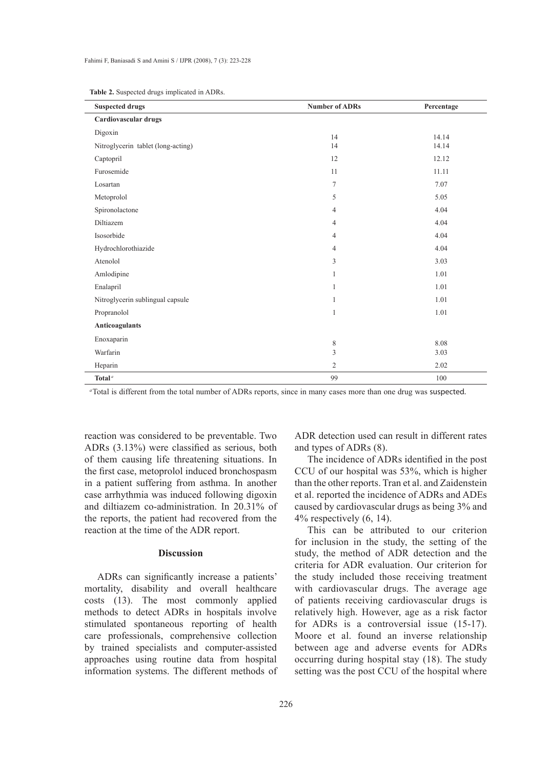**Table 2.** Suspected drugs implicated in ADRs.

| Suspected drugs | Number of ADRs | Percentage |
|---|---|---|
| **Cardiovascular drugs** | | |
| Digoxin | 14 | 14.14 |
| Nitroglycerin tablet (long-acting) | 14 | 14.14 |
| Captopril | 12 | 12.12 |
| Furosemide | 11 | 11.11 |
| Losartan | 7 | 7.07 |
| Metoprolol | 5 | 5.05 |
| Spironolactone | 4 | 4.04 |
| Diltiazem | 4 | 4.04 |
| Isosorbide | 4 | 4.04 |
| Hydrochlorothiazide | 4 | 4.04 |
| Atenolol | 3 | 3.03 |
| Amlodipine | 1 | 1.01 |
| Enalapril | 1 | 1.01 |
| Nitroglycerin sublingual capsule | 1 | 1.01 |
| Propranolol | 1 | 1.01 |
| **Anticoagulants** | | |
| Enoxaparin | 8 | 8.08 |
| Warfarin | 3 | 3.03 |
| Heparin | 2 | 2.02 |
| **Total**[a] | 99 | 100 |

[a]Total is different from the total number of ADRs reports, since in many cases more than one drug was suspected.

reaction was considered to be preventable. Two ADRs (3.13%) were classified as serious, both of them causing life threatening situations. In the first case, metoprolol induced bronchospasm in a patient suffering from asthma. In another case arrhythmia was induced following digoxin and diltiazem co-administration. In 20.31% of the reports, the patient had recovered from the reaction at the time of the ADR report.

## Discussion

ADRs can significantly increase a patients' mortality, disability and overall healthcare costs (13). The most commonly applied methods to detect ADRs in hospitals involve stimulated spontaneous reporting of health care professionals, comprehensive collection by trained specialists and computer-assisted approaches using routine data from hospital information systems. The different methods of ADR detection used can result in different rates and types of ADRs (8).

The incidence of ADRs identified in the post CCU of our hospital was 53%, which is higher than the other reports. Tran et al. and Zaidenstein et al. reported the incidence of ADRs and ADEs caused by cardiovascular drugs as being 3% and 4% respectively (6, 14).

This can be attributed to our criterion for inclusion in the study, the setting of the study, the method of ADR detection and the criteria for ADR evaluation. Our criterion for the study included those receiving treatment with cardiovascular drugs. The average age of patients receiving cardiovascular drugs is relatively high. However, age as a risk factor for ADRs is a controversial issue (15-17). Moore et al. found an inverse relationship between age and adverse events for ADRs occurring during hospital stay (18). The study setting was the post CCU of the hospital where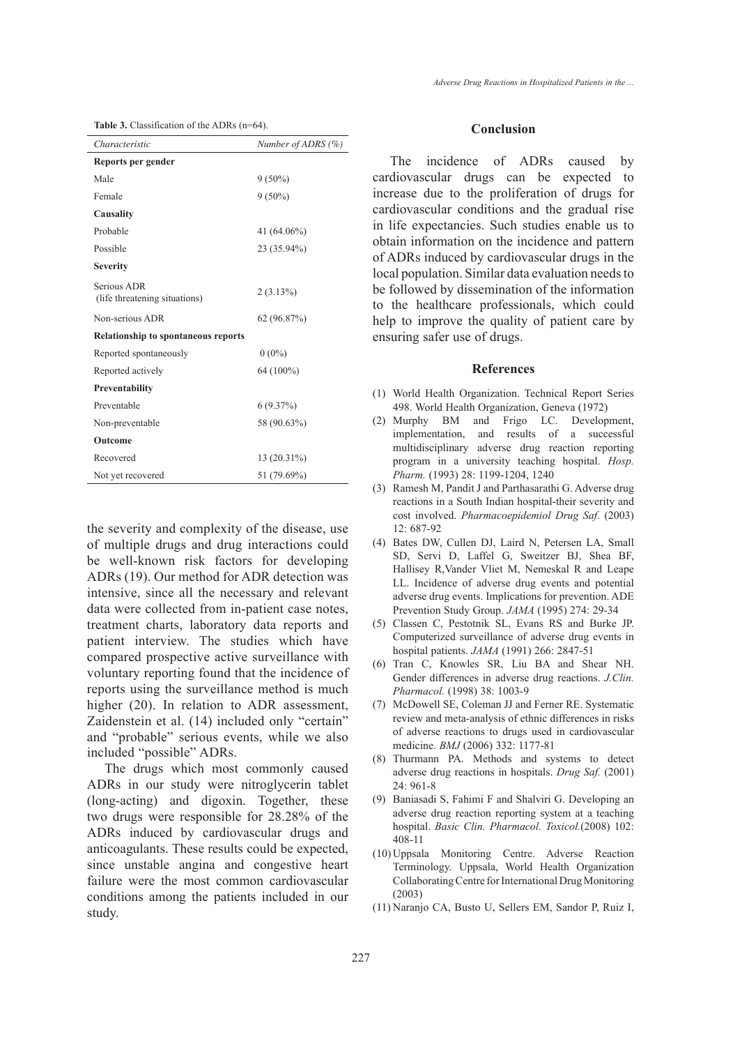**Table 3.** Classification of the ADRs (n=64).

| *Characteristic* | *Number of ADRS (%)* |
|---|---|
| **Reports per gender** | |
| Male | 9 (50%) |
| Female | 9 (50%) |
| **Causality** | |
| Probable | 41 (64.06%) |
| Possible | 23 (35.94%) |
| **Severity** | |
| Serious ADR (life threatening situations) | 2 (3.13%) |
| Non-serious ADR | 62 (96.87%) |
| **Relationship to spontaneous reports** | |
| Reported spontaneously | 0 (0%) |
| Reported actively | 64 (100%) |
| **Preventability** | |
| Preventable | 6 (9.37%) |
| Non-preventable | 58 (90.63%) |
| **Outcome** | |
| Recovered | 13 (20.31%) |
| Not yet recovered | 51 (79.69%) |

the severity and complexity of the disease, use of multiple drugs and drug interactions could be well-known risk factors for developing ADRs (19). Our method for ADR detection was intensive, since all the necessary and relevant data were collected from in-patient case notes, treatment charts, laboratory data reports and patient interview. The studies which have compared prospective active surveillance with voluntary reporting found that the incidence of reports using the surveillance method is much higher (20). In relation to ADR assessment, Zaidenstein et al. (14) included only "certain" and "probable" serious events, while we also included "possible" ADRs.

The drugs which most commonly caused ADRs in our study were nitroglycerin tablet (long-acting) and digoxin. Together, these two drugs were responsible for 28.28% of the ADRs induced by cardiovascular drugs and anticoagulants. These results could be expected, since unstable angina and congestive heart failure were the most common cardiovascular conditions among the patients included in our study.

## Conclusion

The incidence of ADRs caused by cardiovascular drugs can be expected to increase due to the proliferation of drugs for cardiovascular conditions and the gradual rise in life expectancies. Such studies enable us to obtain information on the incidence and pattern of ADRs induced by cardiovascular drugs in the local population. Similar data evaluation needs to be followed by dissemination of the information to the healthcare professionals, which could help to improve the quality of patient care by ensuring safer use of drugs.

## References

(1) World Health Organization. Technical Report Series 498. World Health Organization, Geneva (1972)

(2) Murphy BM and Frigo LC. Development, implementation, and results of a successful multidisciplinary adverse drug reaction reporting program in a university teaching hospital. *Hosp. Pharm.* (1993) 28: 1199-1204, 1240

(3) Ramesh M, Pandit J and Parthasarathi G. Adverse drug reactions in a South Indian hospital-their severity and cost involved. *Pharmacoepidemiol Drug Saf.* (2003) 12: 687-92

(4) Bates DW, Cullen DJ, Laird N, Petersen LA, Small SD, Servi D, Laffel G, Sweitzer BJ, Shea BF, Hallisey R,Vander Vliet M, Nemeskal R and Leape LL. Incidence of adverse drug events and potential adverse drug events. Implications for prevention. ADE Prevention Study Group. *JAMA* (1995) 274: 29-34

(5) Classen C, Pestotnik SL, Evans RS and Burke JP. Computerized surveillance of adverse drug events in hospital patients. *JAMA* (1991) 266: 2847-51

(6) Tran C, Knowles SR, Liu BA and Shear NH. Gender differences in adverse drug reactions. *J.Clin. Pharmacol.* (1998) 38: 1003-9

(7) McDowell SE, Coleman JJ and Ferner RE. Systematic review and meta-analysis of ethnic differences in risks of adverse reactions to drugs used in cardiovascular medicine. *BMJ* (2006) 332: 1177-81

(8) Thurmann PA. Methods and systems to detect adverse drug reactions in hospitals. *Drug Saf.* (2001) 24: 961-8

(9) Baniasadi S, Fahimi F and Shalviri G. Developing an adverse drug reaction reporting system at a teaching hospital. *Basic Clin. Pharmacol. Toxicol.*(2008) 102: 408-11

(10) Uppsala Monitoring Centre. Adverse Reaction Terminology. Uppsala, World Health Organization Collaborating Centre for International Drug Monitoring (2003)

(11) Naranjo CA, Busto U, Sellers EM, Sandor P, Ruiz I,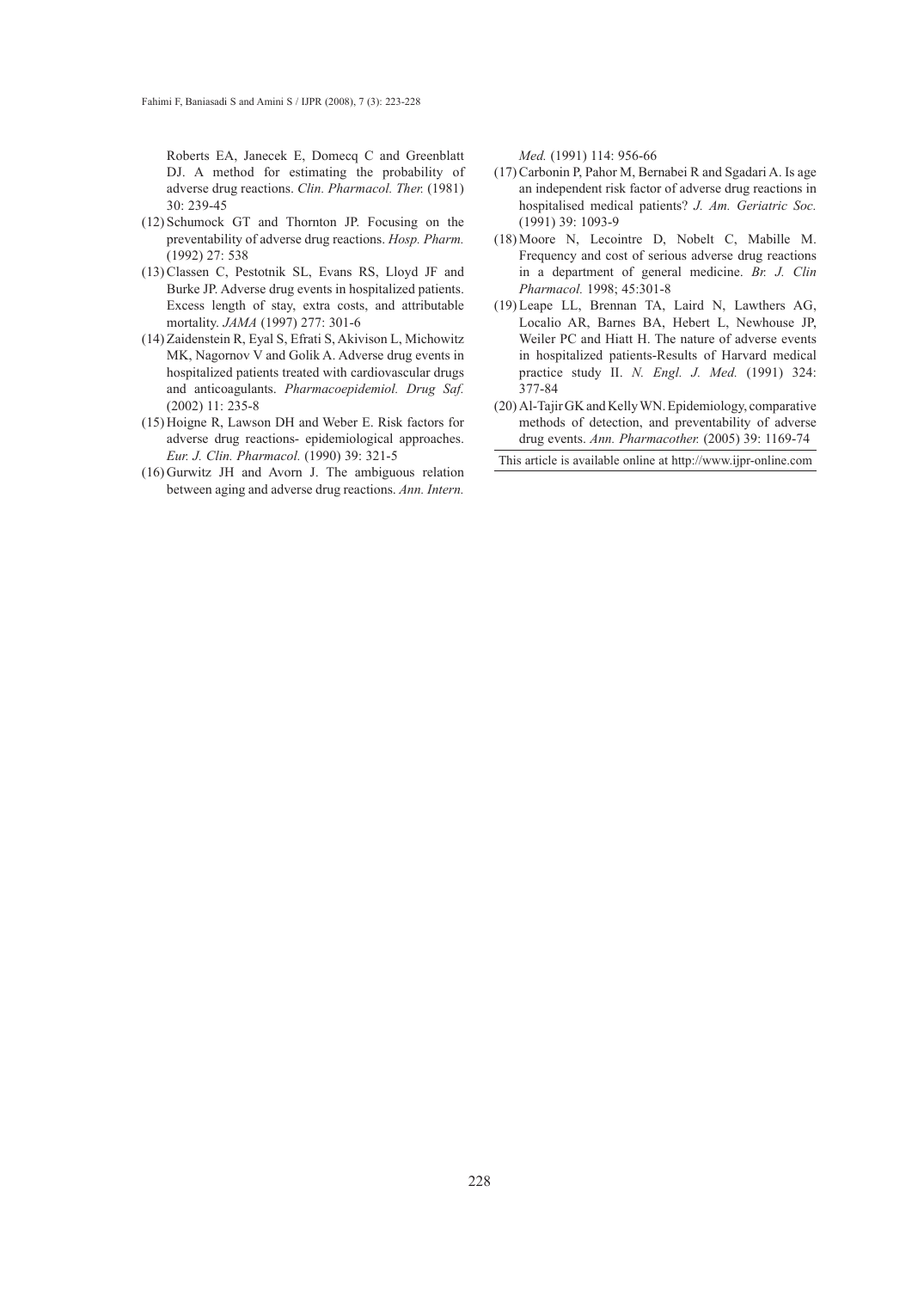Roberts EA, Janecek E, Domecq C and Greenblatt DJ. A method for estimating the probability of adverse drug reactions. *Clin. Pharmacol. Ther.* (1981) 30: 239-45

(12) Schumock GT and Thornton JP. Focusing on the preventability of adverse drug reactions. *Hosp. Pharm.* (1992) 27: 538

(13) Classen C, Pestotnik SL, Evans RS, Lloyd JF and Burke JP. Adverse drug events in hospitalized patients. Excess length of stay, extra costs, and attributable mortality. *JAMA* (1997) 277: 301-6

(14) Zaidenstein R, Eyal S, Efrati S, Akivison L, Michowitz MK, Nagornov V and Golik A. Adverse drug events in hospitalized patients treated with cardiovascular drugs and anticoagulants. *Pharmacoepidemiol. Drug Saf.* (2002) 11: 235-8

(15) Hoigne R, Lawson DH and Weber E. Risk factors for adverse drug reactions- epidemiological approaches. *Eur. J. Clin. Pharmacol.* (1990) 39: 321-5

(16) Gurwitz JH and Avorn J. The ambiguous relation between aging and adverse drug reactions. *Ann. Intern. Med.* (1991) 114: 956-66

(17) Carbonin P, Pahor M, Bernabei R and Sgadari A. Is age an independent risk factor of adverse drug reactions in hospitalised medical patients? *J. Am. Geriatric Soc.* (1991) 39: 1093-9

(18) Moore N, Lecointre D, Nobelt C, Mabille M. Frequency and cost of serious adverse drug reactions in a department of general medicine. *Br. J. Clin Pharmacol.* 1998; 45:301-8

(19) Leape LL, Brennan TA, Laird N, Lawthers AG, Localio AR, Barnes BA, Hebert L, Newhouse JP, Weiler PC and Hiatt H. The nature of adverse events in hospitalized patients-Results of Harvard medical practice study II. *N. Engl. J. Med.* (1991) 324: 377-84

(20) Al-Tajir GK and Kelly WN. Epidemiology, comparative methods of detection, and preventability of adverse drug events. *Ann. Pharmacother.* (2005) 39: 1169-74

This article is available online at http://www.ijpr-online.com